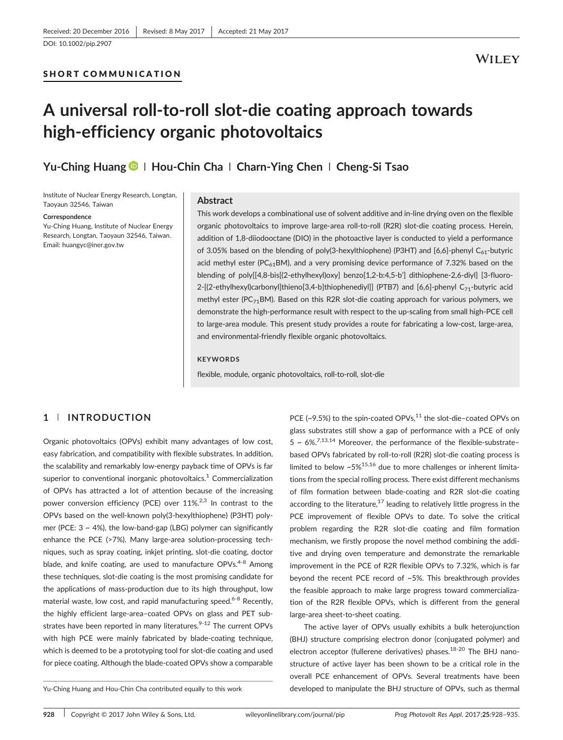Received: 20 December 2016 | Revised: 8 May 2017 | Accepted: 21 May 2017

DOI: 10.1002/pip.2907

SHORT COMMUNICATION

# A universal roll-to-roll slot-die coating approach towards high-efficiency organic photovoltaics

**Yu-Ching Huang | Hou-Chin Cha | Charn-Ying Chen | Cheng-Si Tsao**

Institute of Nuclear Energy Research, Longtan, Taoyaun 32546, Taiwan

**Correspondence**

Yu-Ching Huang, Institute of Nuclear Energy Research, Longtan, Taoyaun 32546, Taiwan.
Email: huangyc@iner.gov.tw

## Abstract

This work develops a combinational use of solvent additive and in-line drying oven on the flexible organic photovoltaics to improve large-area roll-to-roll (R2R) slot-die coating process. Herein, addition of 1,8-diiodooctane (DIO) in the photoactive layer is conducted to yield a performance of 3.05% based on the blending of poly(3-hexylthiophene) (P3HT) and [6,6]-phenyl $C_{61}$-butyric acid methyl ester ($PC_{61}BM$), and a very promising device performance of 7.32% based on the blending of poly[[4,8-bis[(2-ethylhexyl)oxy] benzo[1,2-b:4,5-b′] dithiophene-2,6-diyl] [3-fluoro-2-[(2-ethylhexyl)carbonyl]thieno[3,4-b]thiophenediyl]] (PTB7) and [6,6]-phenyl $C_{71}$-butyric acid methyl ester ($PC_{71}BM$). Based on this R2R slot-die coating approach for various polymers, we demonstrate the high-performance result with respect to the up-scaling from small high-PCE cell to large-area module. This present study provides a route for fabricating a low-cost, large-area, and environmental-friendly flexible organic photovoltaics.

**KEYWORDS**

flexible, module, organic photovoltaics, roll-to-roll, slot-die

## 1 | INTRODUCTION

Organic photovoltaics (OPVs) exhibit many advantages of low cost, easy fabrication, and compatibility with flexible substrates. In addition, the scalability and remarkably low-energy payback time of OPVs is far superior to conventional inorganic photovoltaics.[1] Commercialization of OPVs has attracted a lot of attention because of the increasing power conversion efficiency (PCE) over 11%.[2,3] In contrast to the OPVs based on the well-known poly(3-hexylthiophene) (P3HT) polymer (PCE: 3 ~ 4%), the low-band-gap (LBG) polymer can significantly enhance the PCE (>7%). Many large-area solution-processing techniques, such as spray coating, inkjet printing, slot-die coating, doctor blade, and knife coating, are used to manufacture OPVs.[4-8] Among these techniques, slot-die coating is the most promising candidate for the applications of mass-production due to its high throughput, low material waste, low cost, and rapid manufacturing speed.[6-8] Recently, the highly efficient large-area–coated OPVs on glass and PET substrates have been reported in many literatures.[9-12] The current OPVs with high PCE were mainly fabricated by blade-coating technique, which is deemed to be a prototyping tool for slot-die coating and used for piece coating. Although the blade-coated OPVs show a comparable PCE (~9.5%) to the spin-coated OPVs,[11] the slot-die–coated OPVs on glass substrates still show a gap of performance with a PCE of only 5 ~ 6%.[7,13,14] Moreover, the performance of the flexible-substrate–based OPVs fabricated by roll-to-roll (R2R) slot-die coating process is limited to below ~5%[15,16] due to more challenges or inherent limitations from the special rolling process. There exist different mechanisms of film formation between blade-coating and R2R slot-die coating according to the literature,[17] leading to relatively little progress in the PCE improvement of flexible OPVs to date. To solve the critical problem regarding the R2R slot-die coating and film formation mechanism, we firstly propose the novel method combining the additive and drying oven temperature and demonstrate the remarkable improvement in the PCE of R2R flexible OPVs to 7.32%, which is far beyond the recent PCE record of ~5%. This breakthrough provides the feasible approach to make large progress toward commercialization of the R2R flexible OPVs, which is different from the general large-area sheet-to-sheet coating.

The active layer of OPVs usually exhibits a bulk heterojunction (BHJ) structure comprising electron donor (conjugated polymer) and electron acceptor (fullerene derivatives) phases.[18-20] The BHJ nanostructure of active layer has been shown to be a critical role in the overall PCE enhancement of OPVs. Several treatments have been developed to manipulate the BHJ structure of OPVs, such as thermal

Yu-Ching Huang and Hou-Chin Cha contributed equally to this work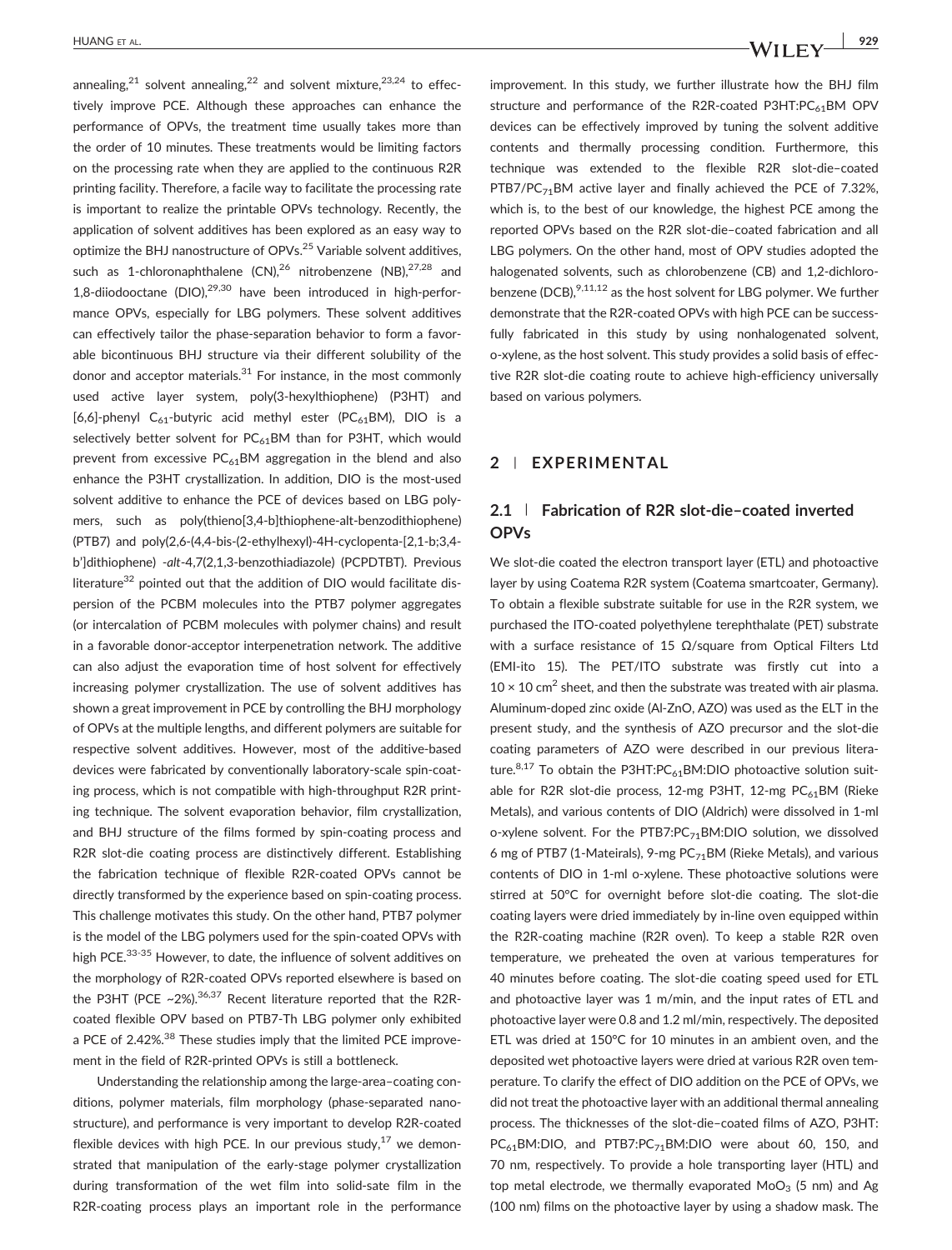annealing,[21] solvent annealing,[22] and solvent mixture,[23,24] to effectively improve PCE. Although these approaches can enhance the performance of OPVs, the treatment time usually takes more than the order of 10 minutes. These treatments would be limiting factors on the processing rate when they are applied to the continuous R2R printing facility. Therefore, a facile way to facilitate the processing rate is important to realize the printable OPVs technology. Recently, the application of solvent additives has been explored as an easy way to optimize the BHJ nanostructure of OPVs.[25] Variable solvent additives, such as 1-chloronaphthalene (CN),[26] nitrobenzene (NB),[27,28] and 1,8-diiodooctane (DIO),[29,30] have been introduced in high-performance OPVs, especially for LBG polymers. These solvent additives can effectively tailor the phase-separation behavior to form a favorable bicontinuous BHJ structure via their different solubility of the donor and acceptor materials.[31] For instance, in the most commonly used active layer system, poly(3-hexylthiophene) (P3HT) and [6,6]-phenyl $C_{61}$-butyric acid methyl ester ($PC_{61}BM$), DIO is a selectively better solvent for $PC_{61}BM$ than for P3HT, which would prevent from excessive $PC_{61}BM$ aggregation in the blend and also enhance the P3HT crystallization. In addition, DIO is the most-used solvent additive to enhance the PCE of devices based on LBG polymers, such as poly(thieno[3,4-b]thiophene-alt-benzodithiophene) (PTB7) and poly(2,6-(4,4-bis-(2-ethylhexyl)-4H-cyclopenta-[2,1-b;3,4-b']dithiophene) -*alt*-4,7(2,1,3-benzothiadiazole) (PCPDTBT). Previous literature[32] pointed out that the addition of DIO would facilitate dispersion of the PCBM molecules into the PTB7 polymer aggregates (or intercalation of PCBM molecules with polymer chains) and result in a favorable donor-acceptor interpenetration network. The additive can also adjust the evaporation time of host solvent for effectively increasing polymer crystallization. The use of solvent additives has shown a great improvement in PCE by controlling the BHJ morphology of OPVs at the multiple lengths, and different polymers are suitable for respective solvent additives. However, most of the additive-based devices were fabricated by conventionally laboratory-scale spin-coating process, which is not compatible with high-throughput R2R printing technique. The solvent evaporation behavior, film crystallization, and BHJ structure of the films formed by spin-coating process and R2R slot-die coating process are distinctively different. Establishing the fabrication technique of flexible R2R-coated OPVs cannot be directly transformed by the experience based on spin-coating process. This challenge motivates this study. On the other hand, PTB7 polymer is the model of the LBG polymers used for the spin-coated OPVs with high PCE.[33-35] However, to date, the influence of solvent additives on the morphology of R2R-coated OPVs reported elsewhere is based on the P3HT (PCE ~2%).[36,37] Recent literature reported that the R2R-coated flexible OPV based on PTB7-Th LBG polymer only exhibited a PCE of 2.42%.[38] These studies imply that the limited PCE improvement in the field of R2R-printed OPVs is still a bottleneck.

Understanding the relationship among the large-area–coating conditions, polymer materials, film morphology (phase-separated nanostructure), and performance is very important to develop R2R-coated flexible devices with high PCE. In our previous study,[17] we demonstrated that manipulation of the early-stage polymer crystallization during transformation of the wet film into solid-sate film in the R2R-coating process plays an important role in the performance improvement. In this study, we further illustrate how the BHJ film structure and performance of the R2R-coated P3HT:$PC_{61}BM$ OPV devices can be effectively improved by tuning the solvent additive contents and thermally processing condition. Furthermore, this technique was extended to the flexible R2R slot-die–coated PTB7/$PC_{71}BM$ active layer and finally achieved the PCE of 7.32%, which is, to the best of our knowledge, the highest PCE among the reported OPVs based on the R2R slot-die–coated fabrication and all LBG polymers. On the other hand, most of OPV studies adopted the halogenated solvents, such as chlorobenzene (CB) and 1,2-dichlorobenzene (DCB),[9,11,12] as the host solvent for LBG polymer. We further demonstrate that the R2R-coated OPVs with high PCE can be successfully fabricated in this study by using nonhalogenated solvent, o-xylene, as the host solvent. This study provides a solid basis of effective R2R slot-die coating route to achieve high-efficiency universally based on various polymers.

## 2 | EXPERIMENTAL

### 2.1 | Fabrication of R2R slot-die–coated inverted OPVs

We slot-die coated the electron transport layer (ETL) and photoactive layer by using Coatema R2R system (Coatema smartcoater, Germany). To obtain a flexible substrate suitable for use in the R2R system, we purchased the ITO-coated polyethylene terephthalate (PET) substrate with a surface resistance of 15 Ω/square from Optical Filters Ltd (EMI-ito 15). The PET/ITO substrate was firstly cut into a $10 \times 10\ cm^2$ sheet, and then the substrate was treated with air plasma. Aluminum-doped zinc oxide (Al-ZnO, AZO) was used as the ELT in the present study, and the synthesis of AZO precursor and the slot-die coating parameters of AZO were described in our previous literature.[8,17] To obtain the P3HT:$PC_{61}BM$:DIO photoactive solution suitable for R2R slot-die process, 12-mg P3HT, 12-mg $PC_{61}BM$ (Rieke Metals), and various contents of DIO (Aldrich) were dissolved in 1-ml o-xylene solvent. For the PTB7:$PC_{71}BM$:DIO solution, we dissolved 6 mg of PTB7 (1-Mateirals), 9-mg $PC_{71}BM$ (Rieke Metals), and various contents of DIO in 1-ml o-xylene. These photoactive solutions were stirred at 50°C for overnight before slot-die coating. The slot-die coating layers were dried immediately by in-line oven equipped within the R2R-coating machine (R2R oven). To keep a stable R2R oven temperature, we preheated the oven at various temperatures for 40 minutes before coating. The slot-die coating speed used for ETL and photoactive layer was 1 m/min, and the input rates of ETL and photoactive layer were 0.8 and 1.2 ml/min, respectively. The deposited ETL was dried at 150°C for 10 minutes in an ambient oven, and the deposited wet photoactive layers were dried at various R2R oven temperature. To clarify the effect of DIO addition on the PCE of OPVs, we did not treat the photoactive layer with an additional thermal annealing process. The thicknesses of the slot-die–coated films of AZO, P3HT:$PC_{61}BM$:DIO, and PTB7:$PC_{71}BM$:DIO were about 60, 150, and 70 nm, respectively. To provide a hole transporting layer (HTL) and top metal electrode, we thermally evaporated $MoO_3$ (5 nm) and Ag (100 nm) films on the photoactive layer by using a shadow mask. The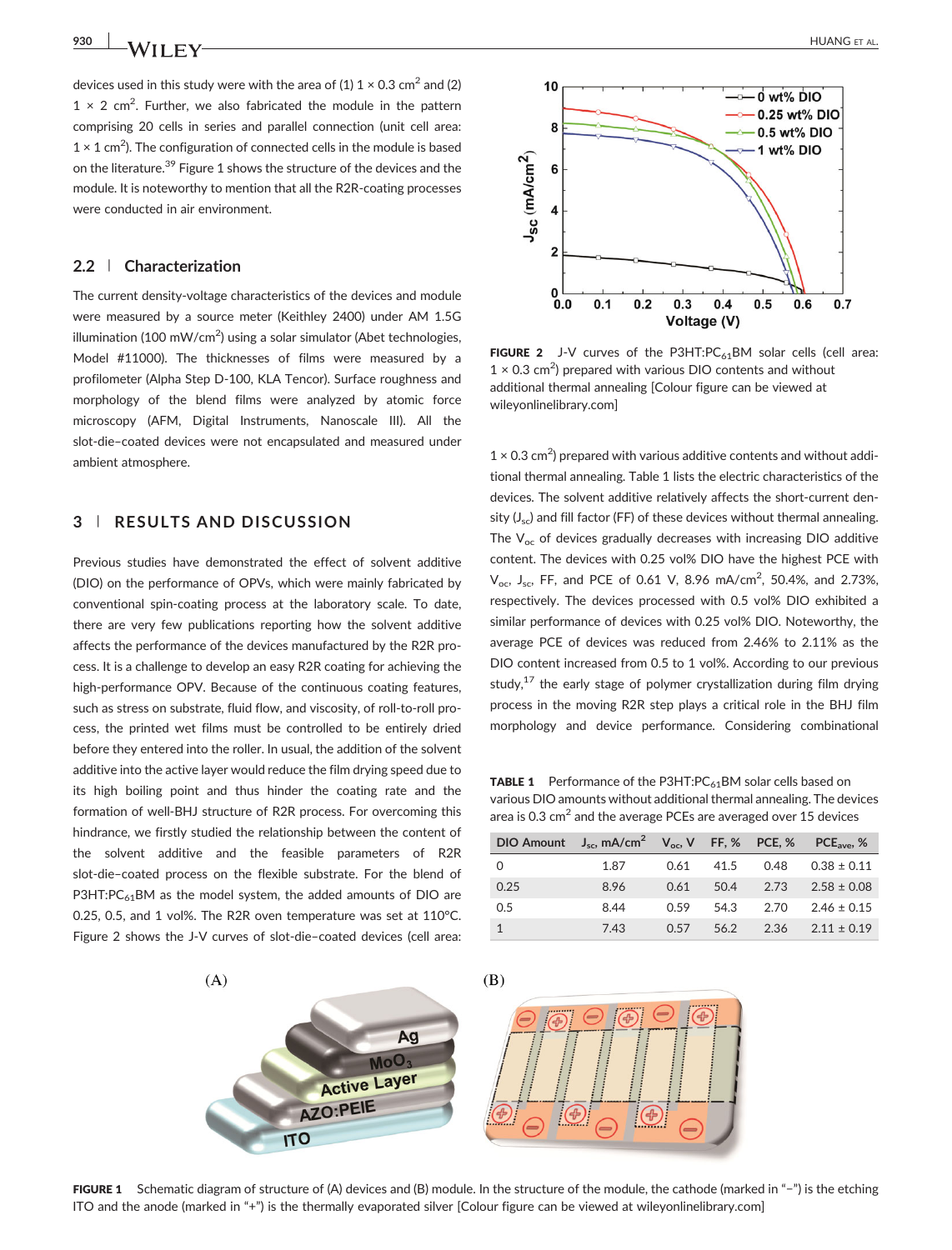devices used in this study were with the area of (1) 1 × 0.3 cm$^2$ and (2) 1 × 2 cm$^2$. Further, we also fabricated the module in the pattern comprising 20 cells in series and parallel connection (unit cell area: 1 × 1 cm$^2$). The configuration of connected cells in the module is based on the literature.[39] Figure 1 shows the structure of the devices and the module. It is noteworthy to mention that all the R2R-coating processes were conducted in air environment.

### 2.2 | Characterization

The current density-voltage characteristics of the devices and module were measured by a source meter (Keithley 2400) under AM 1.5G illumination (100 mW/cm$^2$) using a solar simulator (Abet technologies, Model #11000). The thicknesses of films were measured by a profilometer (Alpha Step D-100, KLA Tencor). Surface roughness and morphology of the blend films were analyzed by atomic force microscopy (AFM, Digital Instruments, Nanoscale III). All the slot-die–coated devices were not encapsulated and measured under ambient atmosphere.

## 3 | RESULTS AND DISCUSSION

Previous studies have demonstrated the effect of solvent additive (DIO) on the performance of OPVs, which were mainly fabricated by conventional spin-coating process at the laboratory scale. To date, there are very few publications reporting how the solvent additive affects the performance of the devices manufactured by the R2R process. It is a challenge to develop an easy R2R coating for achieving the high-performance OPV. Because of the continuous coating features, such as stress on substrate, fluid flow, and viscosity, of roll-to-roll process, the printed wet films must be controlled to be entirely dried before they entered into the roller. In usual, the addition of the solvent additive into the active layer would reduce the film drying speed due to its high boiling point and thus hinder the coating rate and the formation of well-BHJ structure of R2R process. For overcoming this hindrance, we firstly studied the relationship between the content of the solvent additive and the feasible parameters of R2R slot-die–coated process on the flexible substrate. For the blend of P3HT:PC$_{61}$BM as the model system, the added amounts of DIO are 0.25, 0.5, and 1 vol%. The R2R oven temperature was set at 110°C. Figure 2 shows the J-V curves of slot-die–coated devices (cell area: 1 × 0.3 cm$^2$) prepared with various additive contents and without additional thermal annealing. Table 1 lists the electric characteristics of the devices. The solvent additive relatively affects the short-current density ($J_{sc}$) and fill factor (FF) of these devices without thermal annealing. The $V_{oc}$ of devices gradually decreases with increasing DIO additive content. The devices with 0.25 vol% DIO have the highest PCE with $V_{oc}$, $J_{sc}$, FF, and PCE of 0.61 V, 8.96 mA/cm$^2$, 50.4%, and 2.73%, respectively. The devices processed with 0.5 vol% DIO exhibited a similar performance of devices with 0.25 vol% DIO. Noteworthy, the average PCE of devices was reduced from 2.46% to 2.11% as the DIO content increased from 0.5 to 1 vol%. According to our previous study,[17] the early stage of polymer crystallization during film drying process in the moving R2R step plays a critical role in the BHJ film morphology and device performance. Considering combinational

FIGURE 2 J-V curves of the P3HT:PC$_{61}$BM solar cells (cell area: 1 × 0.3 cm$^2$) prepared with various DIO contents and without additional thermal annealing [Colour figure can be viewed at wileyonlinelibrary.com]

TABLE 1 Performance of the P3HT:PC$_{61}$BM solar cells based on various DIO amounts without additional thermal annealing. The devices area is 0.3 cm$^2$ and the average PCEs are averaged over 15 devices

| DIO Amount | $J_{sc}$, mA/cm$^2$ | $V_{oc}$, V | FF, % | PCE, % | PCE$_{ave}$, % |
|---|---|---|---|---|---|
| 0 | 1.87 | 0.61 | 41.5 | 0.48 | 0.38 ± 0.11 |
| 0.25 | 8.96 | 0.61 | 50.4 | 2.73 | 2.58 ± 0.08 |
| 0.5 | 8.44 | 0.59 | 54.3 | 2.70 | 2.46 ± 0.15 |
| 1 | 7.43 | 0.57 | 56.2 | 2.36 | 2.11 ± 0.19 |

FIGURE 1 Schematic diagram of structure of (A) devices and (B) module. In the structure of the module, the cathode (marked in "−") is the etching ITO and the anode (marked in "+") is the thermally evaporated silver [Colour figure can be viewed at wileyonlinelibrary.com]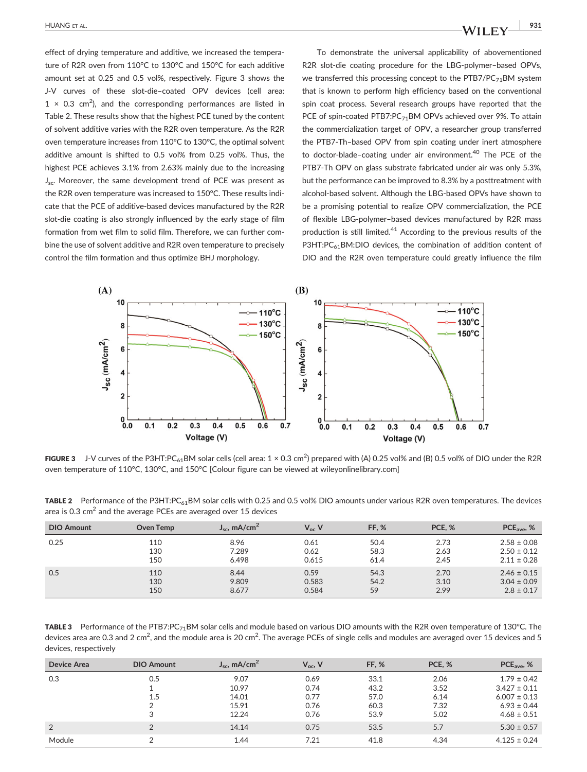effect of drying temperature and additive, we increased the temperature of R2R oven from 110°C to 130°C and 150°C for each additive amount set at 0.25 and 0.5 vol%, respectively. Figure 3 shows the J-V curves of these slot-die–coated OPV devices (cell area: 1 × 0.3 cm$^2$), and the corresponding performances are listed in Table 2. These results show that the highest PCE tuned by the content of solvent additive varies with the R2R oven temperature. As the R2R oven temperature increases from 110°C to 130°C, the optimal solvent additive amount is shifted to 0.5 vol% from 0.25 vol%. Thus, the highest PCE achieves 3.1% from 2.63% mainly due to the increasing $J_{sc}$. Moreover, the same development trend of PCE was present as the R2R oven temperature was increased to 150°C. These results indicate that the PCE of additive-based devices manufactured by the R2R slot-die coating is also strongly influenced by the early stage of film formation from wet film to solid film. Therefore, we can further combine the use of solvent additive and R2R oven temperature to precisely control the film formation and thus optimize BHJ morphology.

To demonstrate the universal applicability of abovementioned R2R slot-die coating procedure for the LBG-polymer–based OPVs, we transferred this processing concept to the PTB7/$PC_{71}BM$ system that is known to perform high efficiency based on the conventional spin coat process. Several research groups have reported that the PCE of spin-coated PTB7:$PC_{71}BM$ OPVs achieved over 9%. To attain the commercialization target of OPV, a researcher group transferred the PTB7-Th–based OPV from spin coating under inert atmosphere to doctor-blade–coating under air environment.[40] The PCE of the PTB7-Th OPV on glass substrate fabricated under air was only 5.3%, but the performance can be improved to 8.3% by a posttreatment with alcohol-based solvent. Although the LBG-based OPVs have shown to be a promising potential to realize OPV commercialization, the PCE of flexible LBG-polymer–based devices manufactured by R2R mass production is still limited.[41] According to the previous results of the P3HT:$PC_{61}BM$:DIO devices, the combination of addition content of DIO and the R2R oven temperature could greatly influence the film

**FIGURE 3** J-V curves of the P3HT:$PC_{61}BM$ solar cells (cell area: 1 × 0.3 cm$^2$) prepared with (A) 0.25 vol% and (B) 0.5 vol% of DIO under the R2R oven temperature of 110°C, 130°C, and 150°C [Colour figure can be viewed at wileyonlinelibrary.com]

**TABLE 2** Performance of the P3HT:$PC_{61}BM$ solar cells with 0.25 and 0.5 vol% DIO amounts under various R2R oven temperatures. The devices area is 0.3 cm$^2$ and the average PCEs are averaged over 15 devices

| DIO Amount | Oven Temp | $J_{sc}$, mA/cm$^2$ | $V_{oc}$ V | FF, % | PCE, % | $PCE_{ave}$, % |
|---|---|---|---|---|---|---|
| 0.25 | 110 | 8.96 | 0.61 | 50.4 | 2.73 | 2.58 ± 0.08 |
| | 130 | 7.289 | 0.62 | 58.3 | 2.63 | 2.50 ± 0.12 |
| | 150 | 6.498 | 0.615 | 61.4 | 2.45 | 2.11 ± 0.28 |
| 0.5 | 110 | 8.44 | 0.59 | 54.3 | 2.70 | 2.46 ± 0.15 |
| | 130 | 9.809 | 0.583 | 54.2 | 3.10 | 3.04 ± 0.09 |
| | 150 | 8.677 | 0.584 | 59 | 2.99 | 2.8 ± 0.17 |

**TABLE 3** Performance of the PTB7:$PC_{71}BM$ solar cells and module based on various DIO amounts with the R2R oven temperature of 130°C. The devices area are 0.3 and 2 cm$^2$, and the module area is 20 cm$^2$. The average PCEs of single cells and modules are averaged over 15 devices and 5 devices, respectively

| Device Area | DIO Amount | $J_{sc}$, mA/cm$^2$ | $V_{oc}$, V | FF, % | PCE, % | $PCE_{ave}$, % |
|---|---|---|---|---|---|---|
| 0.3 | 0.5 | 9.07 | 0.69 | 33.1 | 2.06 | 1.79 ± 0.42 |
| | 1 | 10.97 | 0.74 | 43.2 | 3.52 | 3.427 ± 0.11 |
| | 1.5 | 14.01 | 0.77 | 57.0 | 6.14 | 6.007 ± 0.13 |
| | 2 | 15.91 | 0.76 | 60.3 | 7.32 | 6.93 ± 0.44 |
| | 3 | 12.24 | 0.76 | 53.9 | 5.02 | 4.68 ± 0.51 |
| 2 | 2 | 14.14 | 0.75 | 53.5 | 5.7 | 5.30 ± 0.57 |
| Module | 2 | 1.44 | 7.21 | 41.8 | 4.34 | 4.125 ± 0.24 |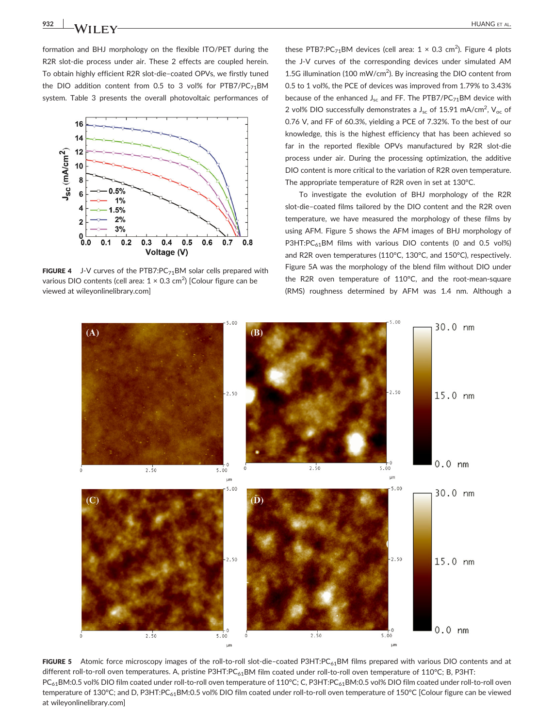formation and BHJ morphology on the flexible ITO/PET during the R2R slot-die process under air. These 2 effects are coupled herein. To obtain highly efficient R2R slot-die–coated OPVs, we firstly tuned the DIO addition content from 0.5 to 3 vol% for $PTB7/PC_{71}BM$ system. Table 3 presents the overall photovoltaic performances of these $PTB7:PC_{71}BM$ devices (cell area: 1 × 0.3 $cm^2$). Figure 4 plots the J-V curves of the corresponding devices under simulated AM 1.5G illumination (100 $mW/cm^2$). By increasing the DIO content from 0.5 to 1 vol%, the PCE of devices was improved from 1.79% to 3.43% because of the enhanced $J_{sc}$ and FF. The $PTB7/PC_{71}BM$ device with 2 vol% DIO successfully demonstrates a $J_{sc}$ of 15.91 $mA/cm^2$, $V_{oc}$ of 0.76 V, and FF of 60.3%, yielding a PCE of 7.32%. To the best of our knowledge, this is the highest efficiency that has been achieved so far in the reported flexible OPVs manufactured by R2R slot-die process under air. During the processing optimization, the additive DIO content is more critical to the variation of R2R oven temperature. The appropriate temperature of R2R oven in set at 130°C.

FIGURE 4 J-V curves of the $PTB7:PC_{71}BM$ solar cells prepared with various DIO contents (cell area: 1 × 0.3 $cm^2$) [Colour figure can be viewed at wileyonlinelibrary.com]

To investigate the evolution of BHJ morphology of the R2R slot-die–coated films tailored by the DIO content and the R2R oven temperature, we have measured the morphology of these films by using AFM. Figure 5 shows the AFM images of BHJ morphology of $P3HT:PC_{61}BM$ films with various DIO contents (0 and 0.5 vol%) and R2R oven temperatures (110°C, 130°C, and 150°C), respectively. Figure 5A was the morphology of the blend film without DIO under the R2R oven temperature of 110°C, and the root-mean-square (RMS) roughness determined by AFM was 1.4 nm. Although a

FIGURE 5 Atomic force microscopy images of the roll-to-roll slot-die–coated $P3HT:PC_{61}BM$ films prepared with various DIO contents and at different roll-to-roll oven temperatures. A, pristine $P3HT:PC_{61}BM$ film coated under roll-to-roll oven temperature of 110°C; B, $P3HT:PC_{61}BM$:0.5 vol% DIO film coated under roll-to-roll oven temperature of 110°C; C, $P3HT:PC_{61}BM$:0.5 vol% DIO film coated under roll-to-roll oven temperature of 130°C; and D, $P3HT:PC_{61}BM$:0.5 vol% DIO film coated under roll-to-roll oven temperature of 150°C [Colour figure can be viewed at wileyonlinelibrary.com]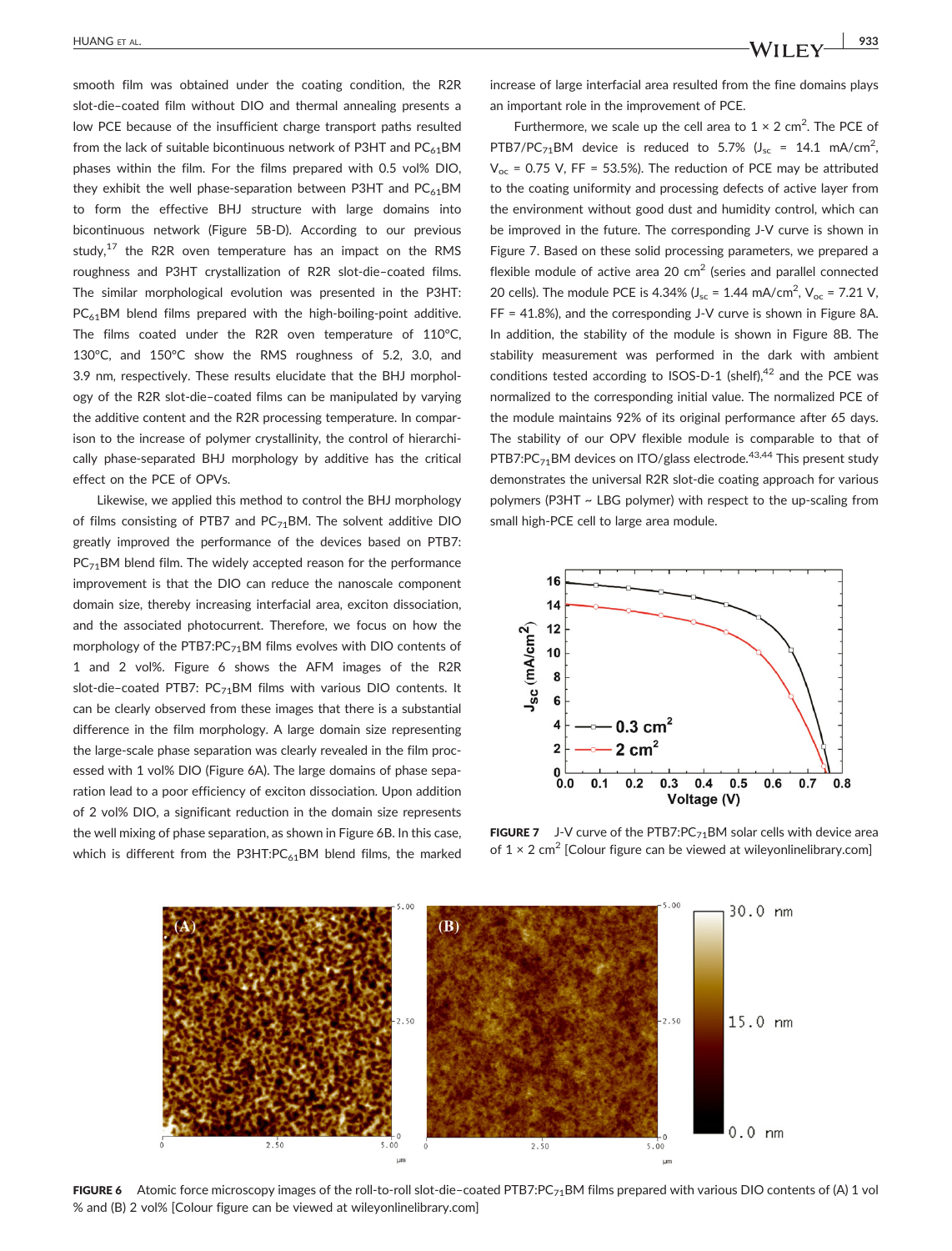smooth film was obtained under the coating condition, the R2R slot-die–coated film without DIO and thermal annealing presents a low PCE because of the insufficient charge transport paths resulted from the lack of suitable bicontinuous network of P3HT and $PC_{61}BM$ phases within the film. For the films prepared with 0.5 vol% DIO, they exhibit the well phase-separation between P3HT and $PC_{61}BM$ to form the effective BHJ structure with large domains into bicontinuous network (Figure 5B-D). According to our previous study,[17] the R2R oven temperature has an impact on the RMS roughness and P3HT crystallization of R2R slot-die–coated films. The similar morphological evolution was presented in the P3HT:$PC_{61}BM$ blend films prepared with the high-boiling-point additive. The films coated under the R2R oven temperature of 110°C, 130°C, and 150°C show the RMS roughness of 5.2, 3.0, and 3.9 nm, respectively. These results elucidate that the BHJ morphology of the R2R slot-die–coated films can be manipulated by varying the additive content and the R2R processing temperature. In comparison to the increase of polymer crystallinity, the control of hierarchically phase-separated BHJ morphology by additive has the critical effect on the PCE of OPVs.

Likewise, we applied this method to control the BHJ morphology of films consisting of PTB7 and $PC_{71}BM$. The solvent additive DIO greatly improved the performance of the devices based on PTB7:$PC_{71}BM$ blend film. The widely accepted reason for the performance improvement is that the DIO can reduce the nanoscale component domain size, thereby increasing interfacial area, exciton dissociation, and the associated photocurrent. Therefore, we focus on how the morphology of the PTB7:$PC_{71}BM$ films evolves with DIO contents of 1 and 2 vol%. Figure 6 shows the AFM images of the R2R slot-die–coated PTB7: $PC_{71}BM$ films with various DIO contents. It can be clearly observed from these images that there is a substantial difference in the film morphology. A large domain size representing the large-scale phase separation was clearly revealed in the film processed with 1 vol% DIO (Figure 6A). The large domains of phase separation lead to a poor efficiency of exciton dissociation. Upon addition of 2 vol% DIO, a significant reduction in the domain size represents the well mixing of phase separation, as shown in Figure 6B. In this case, which is different from the P3HT:$PC_{61}BM$ blend films, the marked increase of large interfacial area resulted from the fine domains plays an important role in the improvement of PCE.

Furthermore, we scale up the cell area to 1 × 2 $cm^2$. The PCE of PTB7/$PC_{71}BM$ device is reduced to 5.7% ($J_{sc}$ = 14.1 mA/$cm^2$, $V_{oc}$ = 0.75 V, FF = 53.5%). The reduction of PCE may be attributed to the coating uniformity and processing defects of active layer from the environment without good dust and humidity control, which can be improved in the future. The corresponding J-V curve is shown in Figure 7. Based on these solid processing parameters, we prepared a flexible module of active area 20 $cm^2$ (series and parallel connected 20 cells). The module PCE is 4.34% ($J_{sc}$ = 1.44 mA/$cm^2$, $V_{oc}$ = 7.21 V, FF = 41.8%), and the corresponding J-V curve is shown in Figure 8A. In addition, the stability of the module is shown in Figure 8B. The stability measurement was performed in the dark with ambient conditions tested according to ISOS-D-1 (shelf),[42] and the PCE was normalized to the corresponding initial value. The normalized PCE of the module maintains 92% of its original performance after 65 days. The stability of our OPV flexible module is comparable to that of PTB7:$PC_{71}BM$ devices on ITO/glass electrode.[43,44] This present study demonstrates the universal R2R slot-die coating approach for various polymers (P3HT ~ LBG polymer) with respect to the up-scaling from small high-PCE cell to large area module.

**FIGURE 7** J-V curve of the PTB7:$PC_{71}BM$ solar cells with device area of 1 × 2 $cm^2$ [Colour figure can be viewed at wileyonlinelibrary.com]

**FIGURE 6** Atomic force microscopy images of the roll-to-roll slot-die–coated PTB7:$PC_{71}BM$ films prepared with various DIO contents of (A) 1 vol % and (B) 2 vol% [Colour figure can be viewed at wileyonlinelibrary.com]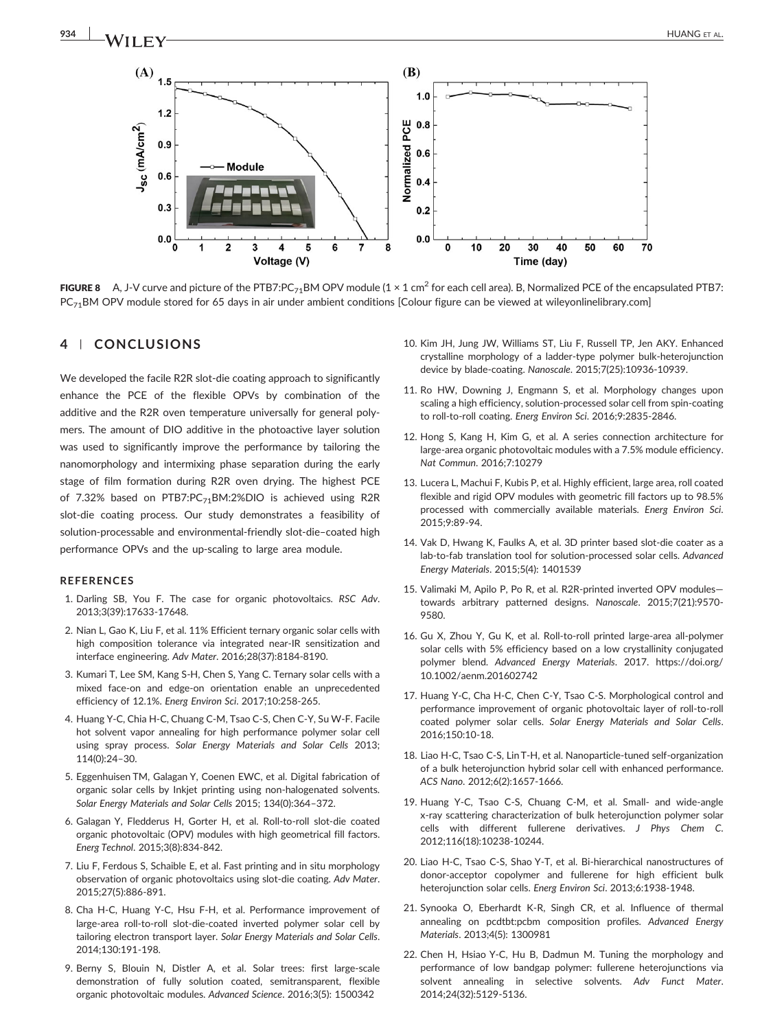FIGURE 8 A, J-V curve and picture of the PTB7:$PC_{71}BM$ OPV module (1 × 1 $cm^2$ for each cell area). B, Normalized PCE of the encapsulated PTB7:$PC_{71}BM$ OPV module stored for 65 days in air under ambient conditions [Colour figure can be viewed at wileyonlinelibrary.com]

## 4 | CONCLUSIONS

We developed the facile R2R slot-die coating approach to significantly enhance the PCE of the flexible OPVs by combination of the additive and the R2R oven temperature universally for general polymers. The amount of DIO additive in the photoactive layer solution was used to significantly improve the performance by tailoring the nanomorphology and intermixing phase separation during the early stage of film formation during R2R oven drying. The highest PCE of 7.32% based on PTB7:$PC_{71}BM$:2%DIO is achieved using R2R slot-die coating process. Our study demonstrates a feasibility of solution-processable and environmental-friendly slot-die–coated high performance OPVs and the up-scaling to large area module.

### REFERENCES

1. Darling SB, You F. The case for organic photovoltaics. *RSC Adv*. 2013;3(39):17633-17648.
2. Nian L, Gao K, Liu F, et al. 11% Efficient ternary organic solar cells with high composition tolerance via integrated near-IR sensitization and interface engineering. *Adv Mater*. 2016;28(37):8184-8190.
3. Kumari T, Lee SM, Kang S-H, Chen S, Yang C. Ternary solar cells with a mixed face-on and edge-on orientation enable an unprecedented efficiency of 12.1%. *Energ Environ Sci*. 2017;10:258-265.
4. Huang Y-C, Chia H-C, Chuang C-M, Tsao C-S, Chen C-Y, Su W-F. Facile hot solvent vapor annealing for high performance polymer solar cell using spray process. *Solar Energy Materials and Solar Cells* 2013; 114(0):24–30.
5. Eggenhuisen TM, Galagan Y, Coenen EWC, et al. Digital fabrication of organic solar cells by Inkjet printing using non-halogenated solvents. *Solar Energy Materials and Solar Cells* 2015; 134(0):364–372.
6. Galagan Y, Fledderus H, Gorter H, et al. Roll-to-roll slot-die coated organic photovoltaic (OPV) modules with high geometrical fill factors. *Energ Technol*. 2015;3(8):834-842.
7. Liu F, Ferdous S, Schaible E, et al. Fast printing and in situ morphology observation of organic photovoltaics using slot-die coating. *Adv Mater*. 2015;27(5):886-891.
8. Cha H-C, Huang Y-C, Hsu F-H, et al. Performance improvement of large-area roll-to-roll slot-die-coated inverted polymer solar cell by tailoring electron transport layer. *Solar Energy Materials and Solar Cells*. 2014;130:191-198.
9. Berny S, Blouin N, Distler A, et al. Solar trees: first large-scale demonstration of fully solution coated, semitransparent, flexible organic photovoltaic modules. *Advanced Science*. 2016;3(5): 1500342
10. Kim JH, Jung JW, Williams ST, Liu F, Russell TP, Jen AKY. Enhanced crystalline morphology of a ladder-type polymer bulk-heterojunction device by blade-coating. *Nanoscale*. 2015;7(25):10936-10939.
11. Ro HW, Downing J, Engmann S, et al. Morphology changes upon scaling a high efficiency, solution-processed solar cell from spin-coating to roll-to-roll coating. *Energ Environ Sci*. 2016;9:2835-2846.
12. Hong S, Kang H, Kim G, et al. A series connection architecture for large-area organic photovoltaic modules with a 7.5% module efficiency. *Nat Commun*. 2016;7:10279
13. Lucera L, Machui F, Kubis P, et al. Highly efficient, large area, roll coated flexible and rigid OPV modules with geometric fill factors up to 98.5% processed with commercially available materials. *Energ Environ Sci*. 2015;9:89-94.
14. Vak D, Hwang K, Faulks A, et al. 3D printer based slot-die coater as a lab-to-fab translation tool for solution-processed solar cells. *Advanced Energy Materials*. 2015;5(4): 1401539
15. Valimaki M, Apilo P, Po R, et al. R2R-printed inverted OPV modules—towards arbitrary patterned designs. *Nanoscale*. 2015;7(21):9570-9580.
16. Gu X, Zhou Y, Gu K, et al. Roll-to-roll printed large-area all-polymer solar cells with 5% efficiency based on a low crystallinity conjugated polymer blend. *Advanced Energy Materials*. 2017. https://doi.org/10.1002/aenm.201602742
17. Huang Y-C, Cha H-C, Chen C-Y, Tsao C-S. Morphological control and performance improvement of organic photovoltaic layer of roll-to-roll coated polymer solar cells. *Solar Energy Materials and Solar Cells*. 2016;150:10-18.
18. Liao H-C, Tsao C-S, Lin T-H, et al. Nanoparticle-tuned self-organization of a bulk heterojunction hybrid solar cell with enhanced performance. *ACS Nano*. 2012;6(2):1657-1666.
19. Huang Y-C, Tsao C-S, Chuang C-M, et al. Small- and wide-angle x-ray scattering characterization of bulk heterojunction polymer solar cells with different fullerene derivatives. *J Phys Chem C*. 2012;116(18):10238-10244.
20. Liao H-C, Tsao C-S, Shao Y-T, et al. Bi-hierarchical nanostructures of donor-acceptor copolymer and fullerene for high efficient bulk heterojunction solar cells. *Energ Environ Sci*. 2013;6:1938-1948.
21. Synooka O, Eberhardt K-R, Singh CR, et al. Influence of thermal annealing on pcdtbt:pcbm composition profiles. *Advanced Energy Materials*. 2013;4(5): 1300981
22. Chen H, Hsiao Y-C, Hu B, Dadmun M. Tuning the morphology and performance of low bandgap polymer: fullerene heterojunctions via solvent annealing in selective solvents. *Adv Funct Mater*. 2014;24(32):5129-5136.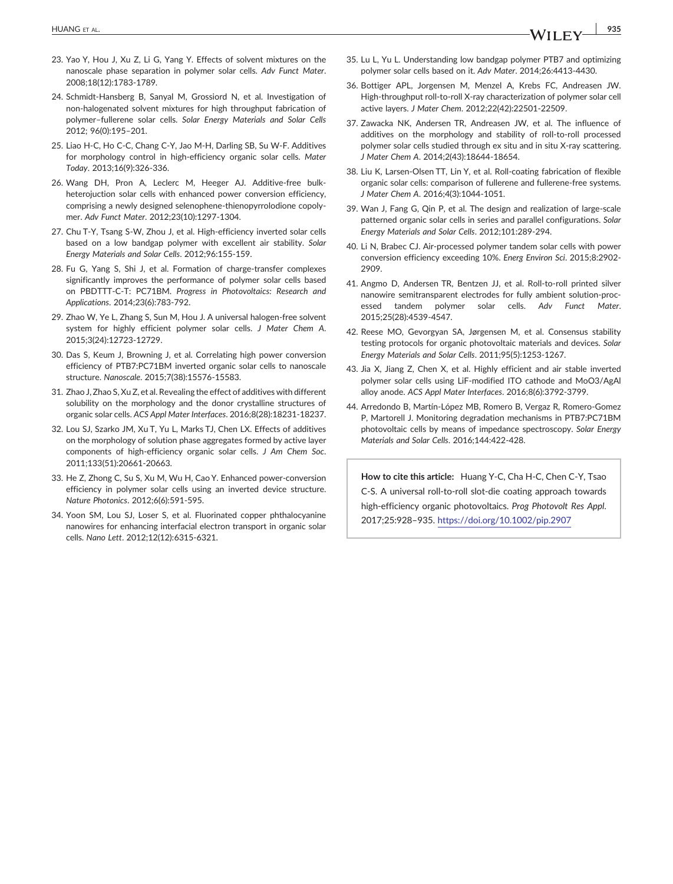23. Yao Y, Hou J, Xu Z, Li G, Yang Y. Effects of solvent mixtures on the nanoscale phase separation in polymer solar cells. *Adv Funct Mater*. 2008;18(12):1783-1789.
24. Schmidt-Hansberg B, Sanyal M, Grossiord N, et al. Investigation of non-halogenated solvent mixtures for high throughput fabrication of polymer–fullerene solar cells. *Solar Energy Materials and Solar Cells* 2012; 96(0):195–201.
25. Liao H-C, Ho C-C, Chang C-Y, Jao M-H, Darling SB, Su W-F. Additives for morphology control in high-efficiency organic solar cells. *Mater Today*. 2013;16(9):326-336.
26. Wang DH, Pron A, Leclerc M, Heeger AJ. Additive-free bulk-heterojuction solar cells with enhanced power conversion efficiency, comprising a newly designed selenophene-thienopyrrolodione copolymer. *Adv Funct Mater*. 2012;23(10):1297-1304.
27. Chu T-Y, Tsang S-W, Zhou J, et al. High-efficiency inverted solar cells based on a low bandgap polymer with excellent air stability. *Solar Energy Materials and Solar Cells*. 2012;96:155-159.
28. Fu G, Yang S, Shi J, et al. Formation of charge-transfer complexes significantly improves the performance of polymer solar cells based on PBDTTT-C-T: PC71BM. *Progress in Photovoltaics: Research and Applications*. 2014;23(6):783-792.
29. Zhao W, Ye L, Zhang S, Sun M, Hou J. A universal halogen-free solvent system for highly efficient polymer solar cells. *J Mater Chem A*. 2015;3(24):12723-12729.
30. Das S, Keum J, Browning J, et al. Correlating high power conversion efficiency of PTB7:PC71BM inverted organic solar cells to nanoscale structure. *Nanoscale*. 2015;7(38):15576-15583.
31. Zhao J, Zhao S, Xu Z, et al. Revealing the effect of additives with different solubility on the morphology and the donor crystalline structures of organic solar cells. *ACS Appl Mater Interfaces*. 2016;8(28):18231-18237.
32. Lou SJ, Szarko JM, Xu T, Yu L, Marks TJ, Chen LX. Effects of additives on the morphology of solution phase aggregates formed by active layer components of high-efficiency organic solar cells. *J Am Chem Soc*. 2011;133(51):20661-20663.
33. He Z, Zhong C, Su S, Xu M, Wu H, Cao Y. Enhanced power-conversion efficiency in polymer solar cells using an inverted device structure. *Nature Photonics*. 2012;6(6):591-595.
34. Yoon SM, Lou SJ, Loser S, et al. Fluorinated copper phthalocyanine nanowires for enhancing interfacial electron transport in organic solar cells. *Nano Lett*. 2012;12(12):6315-6321.
35. Lu L, Yu L. Understanding low bandgap polymer PTB7 and optimizing polymer solar cells based on it. *Adv Mater*. 2014;26:4413-4430.
36. Bottiger APL, Jorgensen M, Menzel A, Krebs FC, Andreasen JW. High-throughput roll-to-roll X-ray characterization of polymer solar cell active layers. *J Mater Chem*. 2012;22(42):22501-22509.
37. Zawacka NK, Andersen TR, Andreasen JW, et al. The influence of additives on the morphology and stability of roll-to-roll processed polymer solar cells studied through ex situ and in situ X-ray scattering. *J Mater Chem A*. 2014;2(43):18644-18654.
38. Liu K, Larsen-Olsen TT, Lin Y, et al. Roll-coating fabrication of flexible organic solar cells: comparison of fullerene and fullerene-free systems. *J Mater Chem A*. 2016;4(3):1044-1051.
39. Wan J, Fang G, Qin P, et al. The design and realization of large-scale patterned organic solar cells in series and parallel configurations. *Solar Energy Materials and Solar Cells*. 2012;101:289-294.
40. Li N, Brabec CJ. Air-processed polymer tandem solar cells with power conversion efficiency exceeding 10%. *Energ Environ Sci*. 2015;8:2902-2909.
41. Angmo D, Andersen TR, Bentzen JJ, et al. Roll-to-roll printed silver nanowire semitransparent electrodes for fully ambient solution-processed tandem polymer solar cells. *Adv Funct Mater*. 2015;25(28):4539-4547.
42. Reese MO, Gevorgyan SA, Jørgensen M, et al. Consensus stability testing protocols for organic photovoltaic materials and devices. *Solar Energy Materials and Solar Cells*. 2011;95(5):1253-1267.
43. Jia X, Jiang Z, Chen X, et al. Highly efficient and air stable inverted polymer solar cells using LiF-modified ITO cathode and MoO3/AgAl alloy anode. *ACS Appl Mater Interfaces*. 2016;8(6):3792-3799.
44. Arredondo B, Martín-López MB, Romero B, Vergaz R, Romero-Gomez P, Martorell J. Monitoring degradation mechanisms in PTB7:PC71BM photovoltaic cells by means of impedance spectroscopy. *Solar Energy Materials and Solar Cells*. 2016;144:422-428.

**How to cite this article:** Huang Y-C, Cha H-C, Chen C-Y, Tsao C-S. A universal roll-to-roll slot-die coating approach towards high-efficiency organic photovoltaics. *Prog Photovolt Res Appl*. 2017;25:928–935. https://doi.org/10.1002/pip.2907